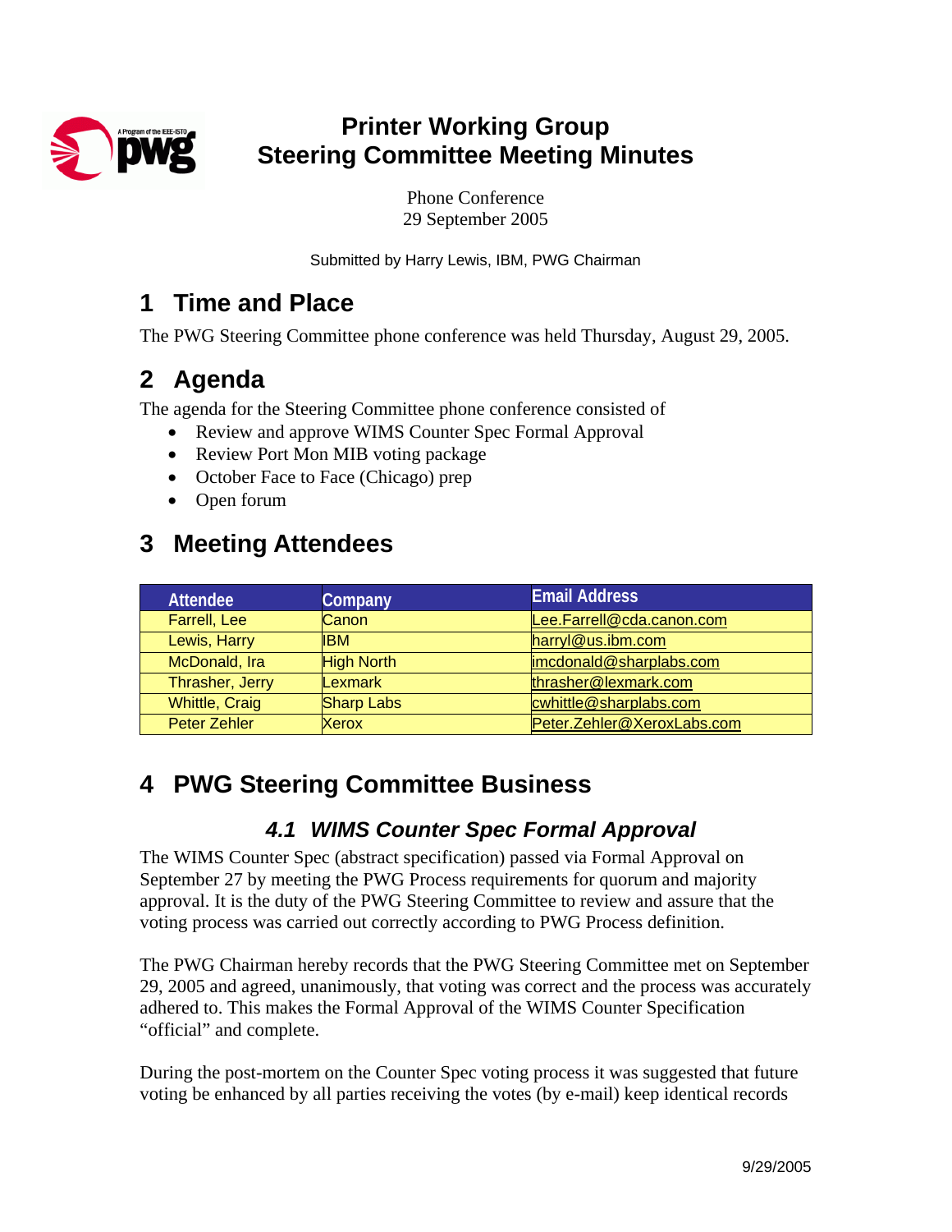# Printer Working Group
# Steering Committee Meeting Minutes

Phone Conference
29 September 2005

Submitted by Harry Lewis, IBM, PWG Chairman

## 1 Time and Place

The PWG Steering Committee phone conference was held Thursday, August 29, 2005.

## 2 Agenda

The agenda for the Steering Committee phone conference consisted of

- Review and approve WIMS Counter Spec Formal Approval
- Review Port Mon MIB voting package
- October Face to Face (Chicago) prep
- Open forum

## 3 Meeting Attendees

| Attendee | Company | Email Address |
|---|---|---|
| Farrell, Lee | Canon | Lee.Farrell@cda.canon.com |
| Lewis, Harry | IBM | harryl@us.ibm.com |
| McDonald, Ira | High North | imcdonald@sharplabs.com |
| Thrasher, Jerry | Lexmark | thrasher@lexmark.com |
| Whittle, Craig | Sharp Labs | cwhittle@sharplabs.com |
| Peter Zehler | Xerox | Peter.Zehler@XeroxLabs.com |

## 4 PWG Steering Committee Business

### *4.1 WIMS Counter Spec Formal Approval*

The WIMS Counter Spec (abstract specification) passed via Formal Approval on September 27 by meeting the PWG Process requirements for quorum and majority approval. It is the duty of the PWG Steering Committee to review and assure that the voting process was carried out correctly according to PWG Process definition.

The PWG Chairman hereby records that the PWG Steering Committee met on September 29, 2005 and agreed, unanimously, that voting was correct and the process was accurately adhered to. This makes the Formal Approval of the WIMS Counter Specification "official" and complete.

During the post-mortem on the Counter Spec voting process it was suggested that future voting be enhanced by all parties receiving the votes (by e-mail) keep identical records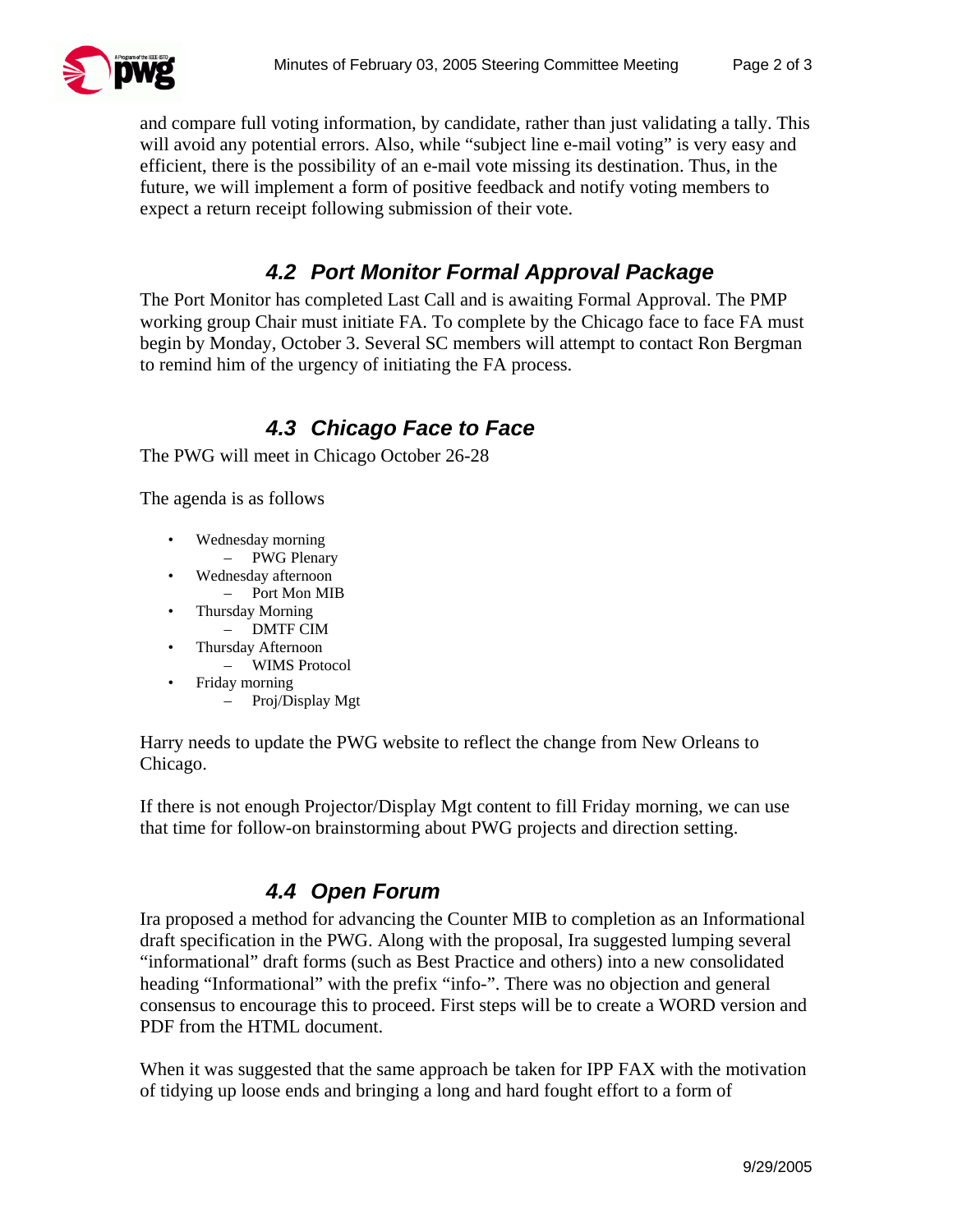and compare full voting information, by candidate, rather than just validating a tally. This will avoid any potential errors. Also, while "subject line e-mail voting" is very easy and efficient, there is the possibility of an e-mail vote missing its destination. Thus, in the future, we will implement a form of positive feedback and notify voting members to expect a return receipt following submission of their vote.

## 4.2 Port Monitor Formal Approval Package

The Port Monitor has completed Last Call and is awaiting Formal Approval. The PMP working group Chair must initiate FA. To complete by the Chicago face to face FA must begin by Monday, October 3. Several SC members will attempt to contact Ron Bergman to remind him of the urgency of initiating the FA process.

## 4.3 Chicago Face to Face

The PWG will meet in Chicago October 26-28

The agenda is as follows

- Wednesday morning
  - PWG Plenary
- Wednesday afternoon
  - Port Mon MIB
- Thursday Morning
  - DMTF CIM
- Thursday Afternoon
  - WIMS Protocol
- Friday morning
  - Proj/Display Mgt

Harry needs to update the PWG website to reflect the change from New Orleans to Chicago.

If there is not enough Projector/Display Mgt content to fill Friday morning, we can use that time for follow-on brainstorming about PWG projects and direction setting.

## 4.4 Open Forum

Ira proposed a method for advancing the Counter MIB to completion as an Informational draft specification in the PWG. Along with the proposal, Ira suggested lumping several "informational" draft forms (such as Best Practice and others) into a new consolidated heading "Informational" with the prefix "info-". There was no objection and general consensus to encourage this to proceed. First steps will be to create a WORD version and PDF from the HTML document.

When it was suggested that the same approach be taken for IPP FAX with the motivation of tidying up loose ends and bringing a long and hard fought effort to a form of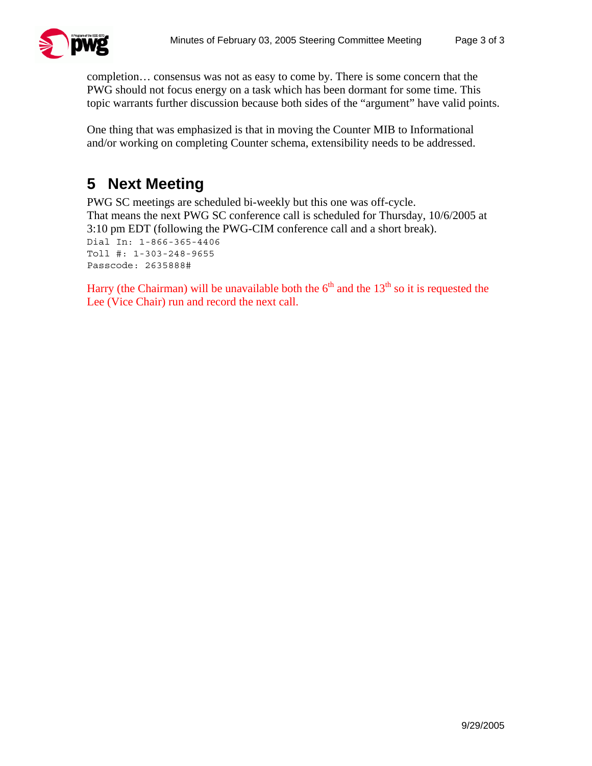completion… consensus was not as easy to come by. There is some concern that the PWG should not focus energy on a task which has been dormant for some time. This topic warrants further discussion because both sides of the "argument" have valid points.

One thing that was emphasized is that in moving the Counter MIB to Informational and/or working on completing Counter schema, extensibility needs to be addressed.

# 5 Next Meeting

PWG SC meetings are scheduled bi-weekly but this one was off-cycle.
That means the next PWG SC conference call is scheduled for Thursday, 10/6/2005 at 3:10 pm EDT (following the PWG-CIM conference call and a short break).

```
Dial In: 1-866-365-4406
Toll #: 1-303-248-9655
Passcode: 2635888#
```

Harry (the Chairman) will be unavailable both the 6th and the 13th so it is requested the Lee (Vice Chair) run and record the next call.